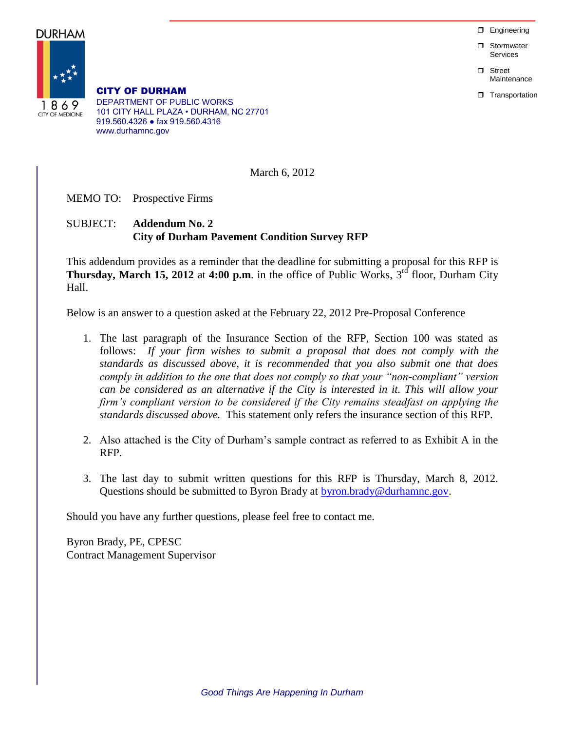DURHAM

1869
CITY OF MEDICINE

**CITY OF DURHAM**
DEPARTMENT OF PUBLIC WORKS
101 CITY HALL PLAZA • DURHAM, NC 27701
919.560.4326 ● fax 919.560.4316
www.durhamnc.gov

- ❒ Engineering
- ❒ Stormwater Services
- ❒ Street Maintenance
- ❒ Transportation

March 6, 2012

MEMO TO: Prospective Firms

SUBJECT: **Addendum No. 2**
**City of Durham Pavement Condition Survey RFP**

This addendum provides as a reminder that the deadline for submitting a proposal for this RFP is **Thursday, March 15, 2012** at **4:00 p.m**. in the office of Public Works, 3rd floor, Durham City Hall.

Below is an answer to a question asked at the February 22, 2012 Pre-Proposal Conference

1. The last paragraph of the Insurance Section of the RFP, Section 100 was stated as follows: *If your firm wishes to submit a proposal that does not comply with the standards as discussed above, it is recommended that you also submit one that does comply in addition to the one that does not comply so that your "non-compliant" version can be considered as an alternative if the City is interested in it. This will allow your firm's compliant version to be considered if the City remains steadfast on applying the standards discussed above.* This statement only refers the insurance section of this RFP.

2. Also attached is the City of Durham's sample contract as referred to as Exhibit A in the RFP.

3. The last day to submit written questions for this RFP is Thursday, March 8, 2012. Questions should be submitted to Byron Brady at byron.brady@durhamnc.gov.

Should you have any further questions, please feel free to contact me.

Byron Brady, PE, CPESC
Contract Management Supervisor

*Good Things Are Happening In Durham*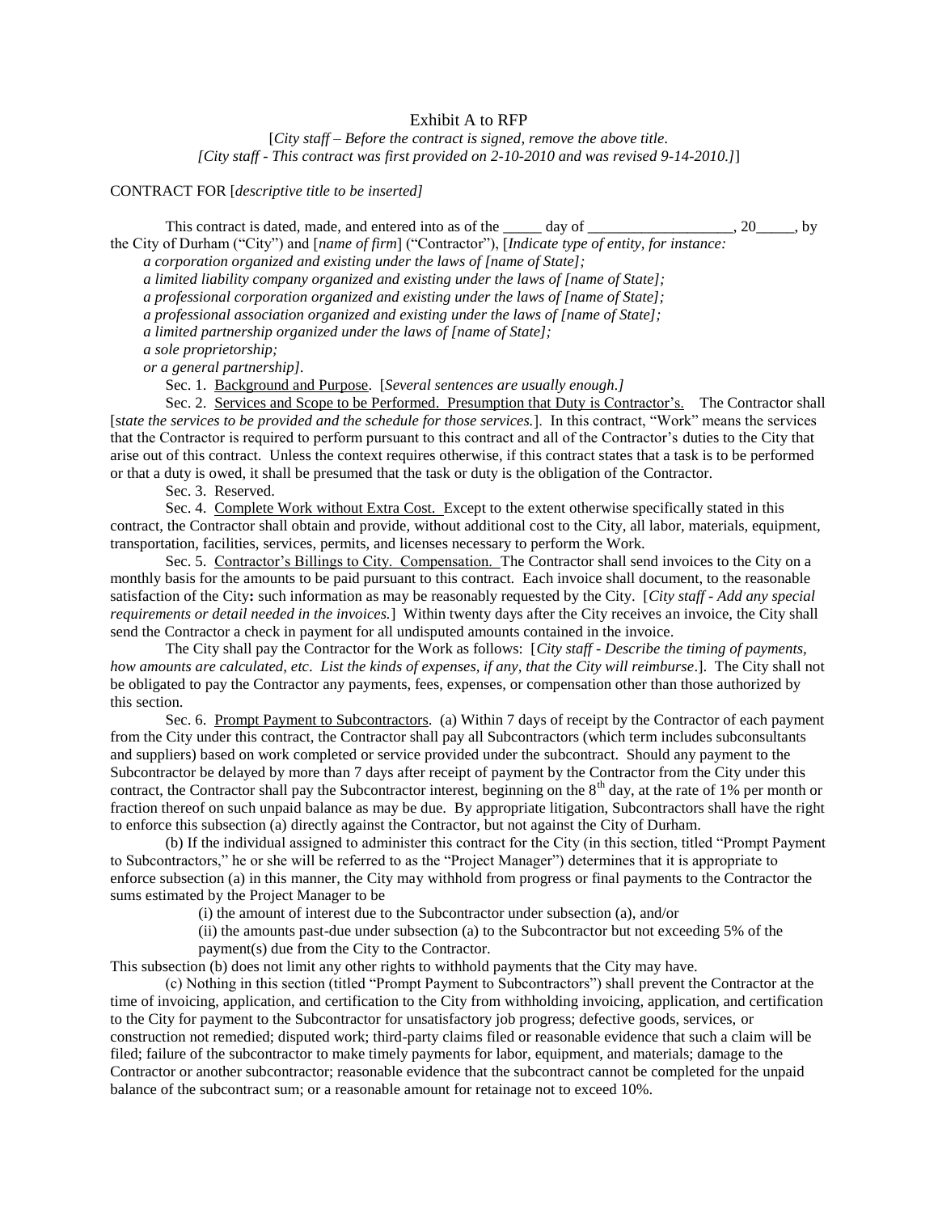Exhibit A to RFP

[*City staff – Before the contract is signed, remove the above title.*
*[City staff - This contract was first provided on 2-10-2010 and was revised 9-14-2010.]*]

CONTRACT FOR [*descriptive title to be inserted]*

This contract is dated, made, and entered into as of the _____ day of ___________________, 20_____, by the City of Durham ("City") and [*name of firm*] ("Contractor"), [*Indicate type of entity, for instance:*
*a corporation organized and existing under the laws of [name of State];*
*a limited liability company organized and existing under the laws of [name of State];*
*a professional corporation organized and existing under the laws of [name of State];*
*a professional association organized and existing under the laws of [name of State];*
*a limited partnership organized under the laws of [name of State];*
*a sole proprietorship;*
*or a general partnership]*.

Sec. 1. <u>Background and Purpose</u>. [*Several sentences are usually enough.]*

Sec. 2. <u>Services and Scope to be Performed. Presumption that Duty is Contractor's.</u> The Contractor shall [*state the services to be provided and the schedule for those services.*]. In this contract, "Work" means the services that the Contractor is required to perform pursuant to this contract and all of the Contractor's duties to the City that arise out of this contract. Unless the context requires otherwise, if this contract states that a task is to be performed or that a duty is owed, it shall be presumed that the task or duty is the obligation of the Contractor.

Sec. 3. Reserved.

Sec. 4. <u>Complete Work without Extra Cost.</u> Except to the extent otherwise specifically stated in this contract, the Contractor shall obtain and provide, without additional cost to the City, all labor, materials, equipment, transportation, facilities, services, permits, and licenses necessary to perform the Work.

Sec. 5. <u>Contractor's Billings to City. Compensation.</u> The Contractor shall send invoices to the City on a monthly basis for the amounts to be paid pursuant to this contract. Each invoice shall document, to the reasonable satisfaction of the City**:** such information as may be reasonably requested by the City. [*City staff - Add any special requirements or detail needed in the invoices.*] Within twenty days after the City receives an invoice, the City shall send the Contractor a check in payment for all undisputed amounts contained in the invoice.

The City shall pay the Contractor for the Work as follows: [*City staff - Describe the timing of payments, how amounts are calculated, etc. List the kinds of expenses, if any, that the City will reimburse*.]. The City shall not be obligated to pay the Contractor any payments, fees, expenses, or compensation other than those authorized by this section.

Sec. 6. <u>Prompt Payment to Subcontractors</u>. (a) Within 7 days of receipt by the Contractor of each payment from the City under this contract, the Contractor shall pay all Subcontractors (which term includes subconsultants and suppliers) based on work completed or service provided under the subcontract. Should any payment to the Subcontractor be delayed by more than 7 days after receipt of payment by the Contractor from the City under this contract, the Contractor shall pay the Subcontractor interest, beginning on the 8th day, at the rate of 1% per month or fraction thereof on such unpaid balance as may be due. By appropriate litigation, Subcontractors shall have the right to enforce this subsection (a) directly against the Contractor, but not against the City of Durham.

(b) If the individual assigned to administer this contract for the City (in this section, titled "Prompt Payment to Subcontractors," he or she will be referred to as the "Project Manager") determines that it is appropriate to enforce subsection (a) in this manner, the City may withhold from progress or final payments to the Contractor the sums estimated by the Project Manager to be

(i) the amount of interest due to the Subcontractor under subsection (a), and/or

(ii) the amounts past-due under subsection (a) to the Subcontractor but not exceeding 5% of the payment(s) due from the City to the Contractor.

This subsection (b) does not limit any other rights to withhold payments that the City may have.

(c) Nothing in this section (titled "Prompt Payment to Subcontractors") shall prevent the Contractor at the time of invoicing, application, and certification to the City from withholding invoicing, application, and certification to the City for payment to the Subcontractor for unsatisfactory job progress; defective goods, services, or construction not remedied; disputed work; third-party claims filed or reasonable evidence that such a claim will be filed; failure of the subcontractor to make timely payments for labor, equipment, and materials; damage to the Contractor or another subcontractor; reasonable evidence that the subcontract cannot be completed for the unpaid balance of the subcontract sum; or a reasonable amount for retainage not to exceed 10%.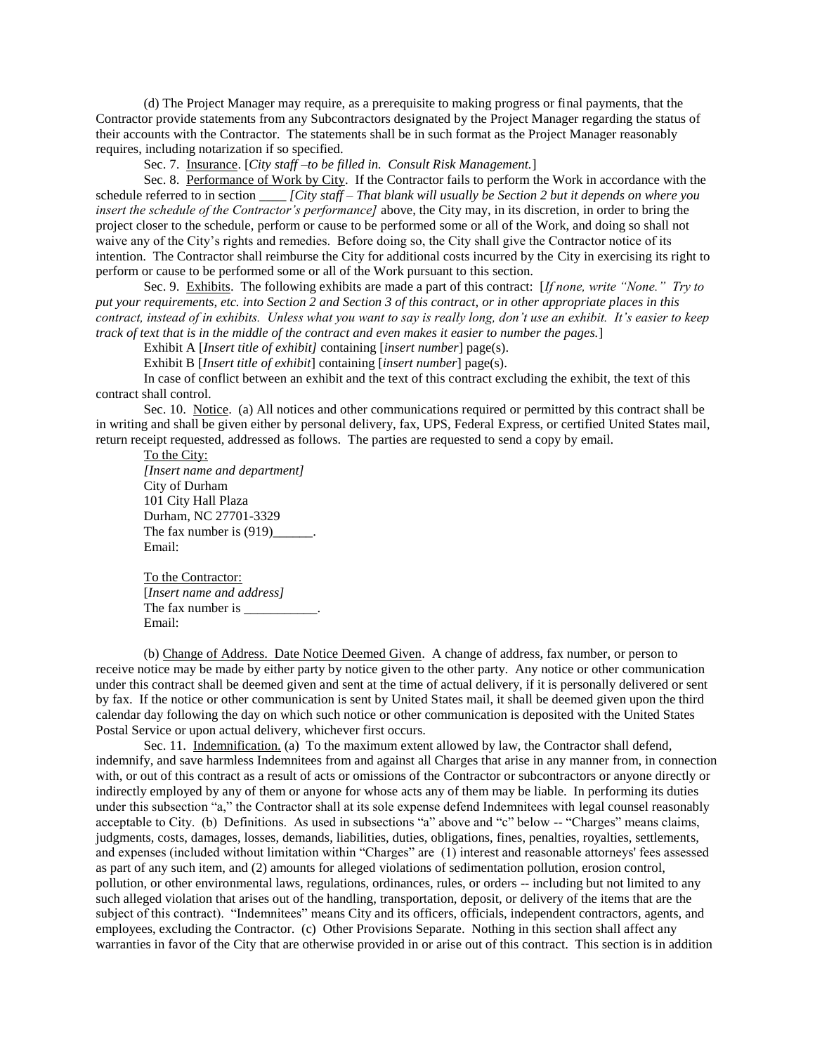(d) The Project Manager may require, as a prerequisite to making progress or final payments, that the Contractor provide statements from any Subcontractors designated by the Project Manager regarding the status of their accounts with the Contractor. The statements shall be in such format as the Project Manager reasonably requires, including notarization if so specified.

Sec. 7. Insurance. [*City staff –to be filled in. Consult Risk Management.*]

Sec. 8. Performance of Work by City. If the Contractor fails to perform the Work in accordance with the schedule referred to in section ____ *[City staff – That blank will usually be Section 2 but it depends on where you insert the schedule of the Contractor's performance]* above, the City may, in its discretion, in order to bring the project closer to the schedule, perform or cause to be performed some or all of the Work, and doing so shall not waive any of the City's rights and remedies. Before doing so, the City shall give the Contractor notice of its intention. The Contractor shall reimburse the City for additional costs incurred by the City in exercising its right to perform or cause to be performed some or all of the Work pursuant to this section.

Sec. 9. Exhibits. The following exhibits are made a part of this contract: [*If none, write "None." Try to put your requirements, etc. into Section 2 and Section 3 of this contract, or in other appropriate places in this contract, instead of in exhibits. Unless what you want to say is really long, don't use an exhibit. It's easier to keep track of text that is in the middle of the contract and even makes it easier to number the pages.*]

Exhibit A [*Insert title of exhibit]* containing [*insert number*] page(s).

Exhibit B [*Insert title of exhibit*] containing [*insert number*] page(s).

In case of conflict between an exhibit and the text of this contract excluding the exhibit, the text of this contract shall control.

Sec. 10. Notice. (a) All notices and other communications required or permitted by this contract shall be in writing and shall be given either by personal delivery, fax, UPS, Federal Express, or certified United States mail, return receipt requested, addressed as follows. The parties are requested to send a copy by email.

To the City:
*[Insert name and department]*
City of Durham
101 City Hall Plaza
Durham, NC 27701-3329
The fax number is (919)______.
Email:

To the Contractor:
[*Insert name and address]*
The fax number is ___________.
Email:

(b) Change of Address. Date Notice Deemed Given. A change of address, fax number, or person to receive notice may be made by either party by notice given to the other party. Any notice or other communication under this contract shall be deemed given and sent at the time of actual delivery, if it is personally delivered or sent by fax. If the notice or other communication is sent by United States mail, it shall be deemed given upon the third calendar day following the day on which such notice or other communication is deposited with the United States Postal Service or upon actual delivery, whichever first occurs.

Sec. 11. Indemnification. (a) To the maximum extent allowed by law, the Contractor shall defend, indemnify, and save harmless Indemnitees from and against all Charges that arise in any manner from, in connection with, or out of this contract as a result of acts or omissions of the Contractor or subcontractors or anyone directly or indirectly employed by any of them or anyone for whose acts any of them may be liable. In performing its duties under this subsection "a," the Contractor shall at its sole expense defend Indemnitees with legal counsel reasonably acceptable to City. (b) Definitions. As used in subsections "a" above and "c" below -- "Charges" means claims, judgments, costs, damages, losses, demands, liabilities, duties, obligations, fines, penalties, royalties, settlements, and expenses (included without limitation within "Charges" are (1) interest and reasonable attorneys' fees assessed as part of any such item, and (2) amounts for alleged violations of sedimentation pollution, erosion control, pollution, or other environmental laws, regulations, ordinances, rules, or orders -- including but not limited to any such alleged violation that arises out of the handling, transportation, deposit, or delivery of the items that are the subject of this contract). "Indemnitees" means City and its officers, officials, independent contractors, agents, and employees, excluding the Contractor. (c) Other Provisions Separate. Nothing in this section shall affect any warranties in favor of the City that are otherwise provided in or arise out of this contract. This section is in addition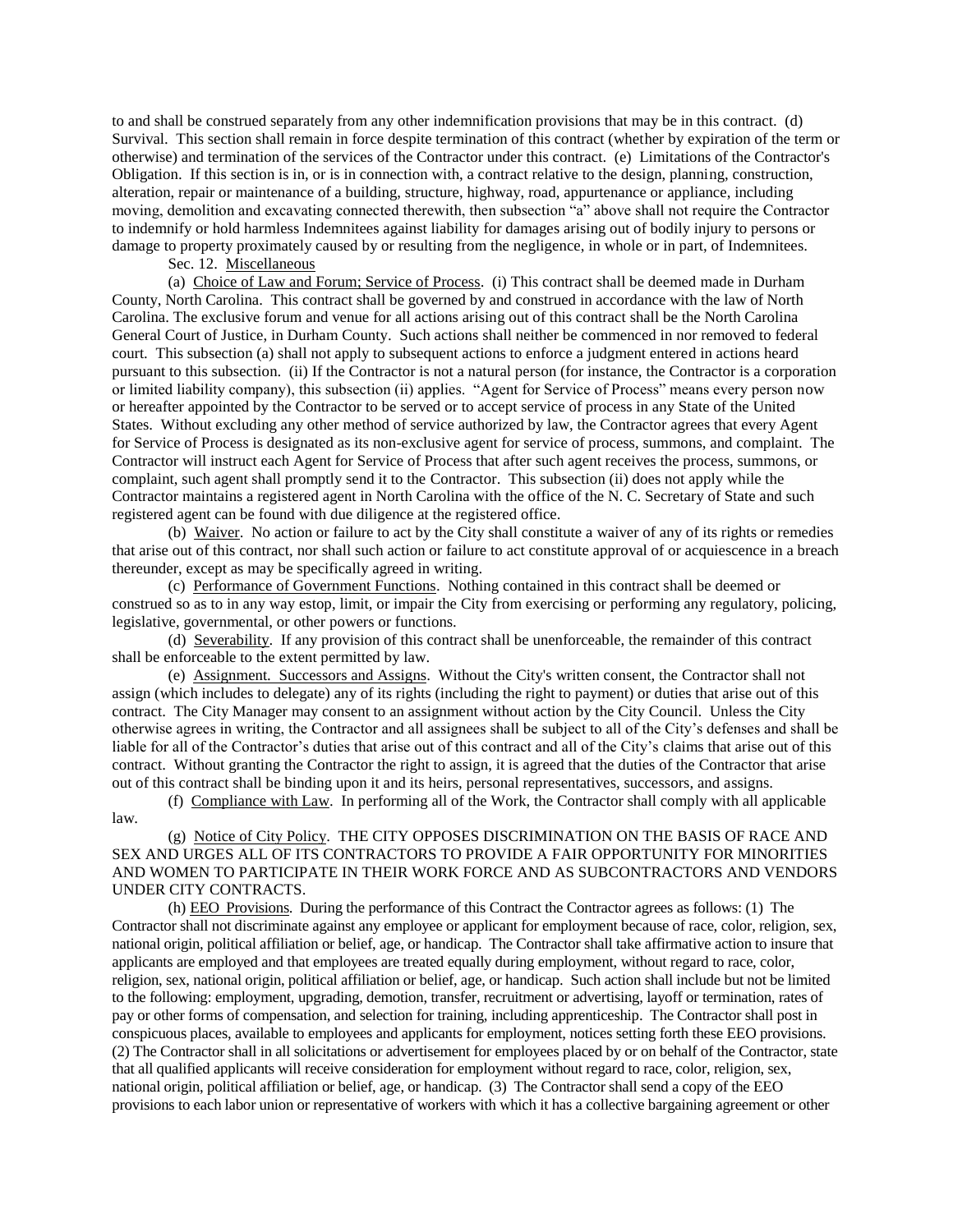to and shall be construed separately from any other indemnification provisions that may be in this contract. (d) Survival. This section shall remain in force despite termination of this contract (whether by expiration of the term or otherwise) and termination of the services of the Contractor under this contract. (e) Limitations of the Contractor's Obligation. If this section is in, or is in connection with, a contract relative to the design, planning, construction, alteration, repair or maintenance of a building, structure, highway, road, appurtenance or appliance, including moving, demolition and excavating connected therewith, then subsection "a" above shall not require the Contractor to indemnify or hold harmless Indemnitees against liability for damages arising out of bodily injury to persons or damage to property proximately caused by or resulting from the negligence, in whole or in part, of Indemnitees.

Sec. 12. Miscellaneous

(a) Choice of Law and Forum; Service of Process. (i) This contract shall be deemed made in Durham County, North Carolina. This contract shall be governed by and construed in accordance with the law of North Carolina. The exclusive forum and venue for all actions arising out of this contract shall be the North Carolina General Court of Justice, in Durham County. Such actions shall neither be commenced in nor removed to federal court. This subsection (a) shall not apply to subsequent actions to enforce a judgment entered in actions heard pursuant to this subsection. (ii) If the Contractor is not a natural person (for instance, the Contractor is a corporation or limited liability company), this subsection (ii) applies. "Agent for Service of Process" means every person now or hereafter appointed by the Contractor to be served or to accept service of process in any State of the United States. Without excluding any other method of service authorized by law, the Contractor agrees that every Agent for Service of Process is designated as its non-exclusive agent for service of process, summons, and complaint. The Contractor will instruct each Agent for Service of Process that after such agent receives the process, summons, or complaint, such agent shall promptly send it to the Contractor. This subsection (ii) does not apply while the Contractor maintains a registered agent in North Carolina with the office of the N. C. Secretary of State and such registered agent can be found with due diligence at the registered office.

(b) Waiver. No action or failure to act by the City shall constitute a waiver of any of its rights or remedies that arise out of this contract, nor shall such action or failure to act constitute approval of or acquiescence in a breach thereunder, except as may be specifically agreed in writing.

(c) Performance of Government Functions. Nothing contained in this contract shall be deemed or construed so as to in any way estop, limit, or impair the City from exercising or performing any regulatory, policing, legislative, governmental, or other powers or functions.

(d) Severability. If any provision of this contract shall be unenforceable, the remainder of this contract shall be enforceable to the extent permitted by law.

(e) Assignment. Successors and Assigns. Without the City's written consent, the Contractor shall not assign (which includes to delegate) any of its rights (including the right to payment) or duties that arise out of this contract. The City Manager may consent to an assignment without action by the City Council. Unless the City otherwise agrees in writing, the Contractor and all assignees shall be subject to all of the City's defenses and shall be liable for all of the Contractor's duties that arise out of this contract and all of the City's claims that arise out of this contract. Without granting the Contractor the right to assign, it is agreed that the duties of the Contractor that arise out of this contract shall be binding upon it and its heirs, personal representatives, successors, and assigns.

(f) Compliance with Law. In performing all of the Work, the Contractor shall comply with all applicable law.

(g) Notice of City Policy. THE CITY OPPOSES DISCRIMINATION ON THE BASIS OF RACE AND SEX AND URGES ALL OF ITS CONTRACTORS TO PROVIDE A FAIR OPPORTUNITY FOR MINORITIES AND WOMEN TO PARTICIPATE IN THEIR WORK FORCE AND AS SUBCONTRACTORS AND VENDORS UNDER CITY CONTRACTS.

(h) EEO Provisions. During the performance of this Contract the Contractor agrees as follows: (1) The Contractor shall not discriminate against any employee or applicant for employment because of race, color, religion, sex, national origin, political affiliation or belief, age, or handicap. The Contractor shall take affirmative action to insure that applicants are employed and that employees are treated equally during employment, without regard to race, color, religion, sex, national origin, political affiliation or belief, age, or handicap. Such action shall include but not be limited to the following: employment, upgrading, demotion, transfer, recruitment or advertising, layoff or termination, rates of pay or other forms of compensation, and selection for training, including apprenticeship. The Contractor shall post in conspicuous places, available to employees and applicants for employment, notices setting forth these EEO provisions. (2) The Contractor shall in all solicitations or advertisement for employees placed by or on behalf of the Contractor, state that all qualified applicants will receive consideration for employment without regard to race, color, religion, sex, national origin, political affiliation or belief, age, or handicap. (3) The Contractor shall send a copy of the EEO provisions to each labor union or representative of workers with which it has a collective bargaining agreement or other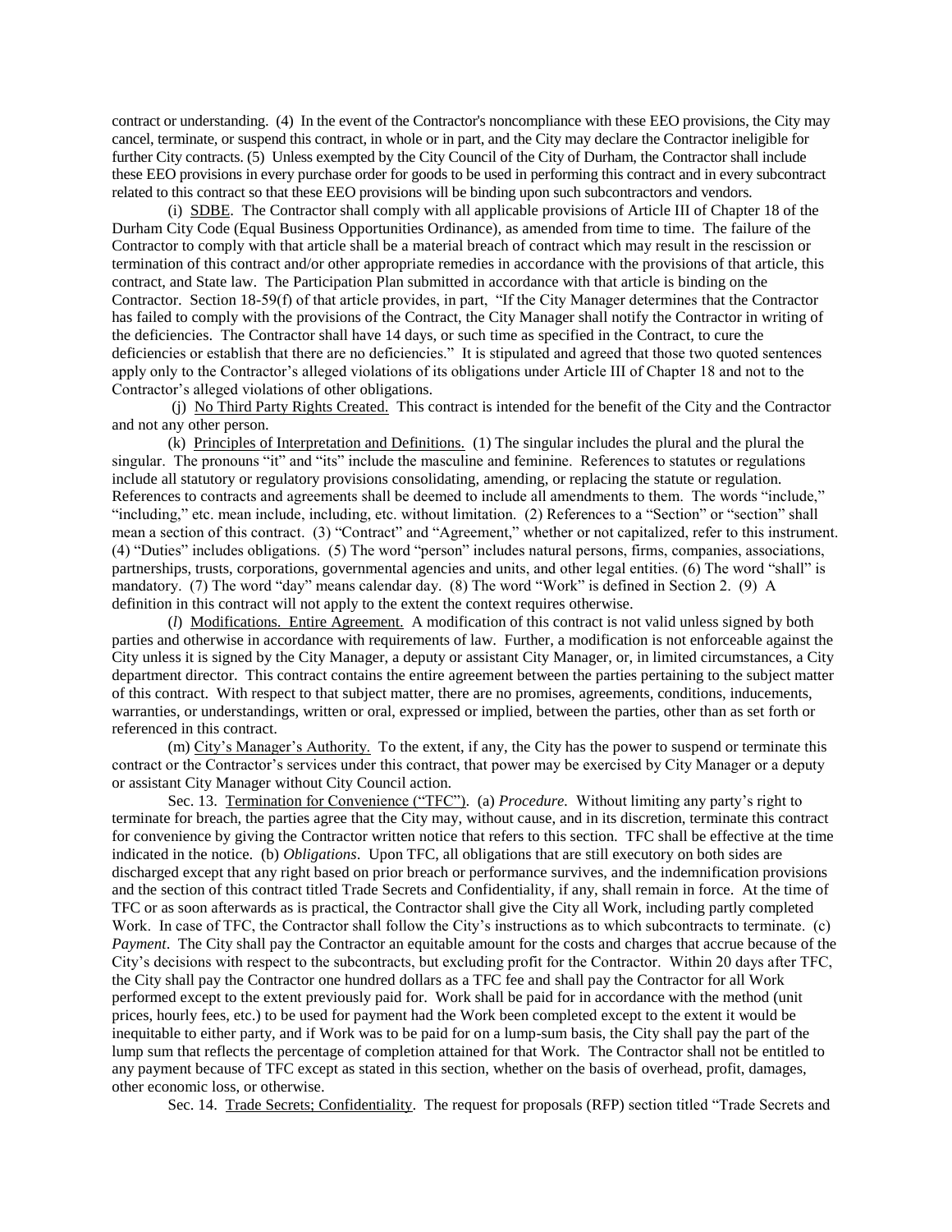contract or understanding. (4) In the event of the Contractor's noncompliance with these EEO provisions, the City may cancel, terminate, or suspend this contract, in whole or in part, and the City may declare the Contractor ineligible for further City contracts. (5) Unless exempted by the City Council of the City of Durham, the Contractor shall include these EEO provisions in every purchase order for goods to be used in performing this contract and in every subcontract related to this contract so that these EEO provisions will be binding upon such subcontractors and vendors.

(i) SDBE. The Contractor shall comply with all applicable provisions of Article III of Chapter 18 of the Durham City Code (Equal Business Opportunities Ordinance), as amended from time to time. The failure of the Contractor to comply with that article shall be a material breach of contract which may result in the rescission or termination of this contract and/or other appropriate remedies in accordance with the provisions of that article, this contract, and State law. The Participation Plan submitted in accordance with that article is binding on the Contractor. Section 18-59(f) of that article provides, in part, "If the City Manager determines that the Contractor has failed to comply with the provisions of the Contract, the City Manager shall notify the Contractor in writing of the deficiencies. The Contractor shall have 14 days, or such time as specified in the Contract, to cure the deficiencies or establish that there are no deficiencies." It is stipulated and agreed that those two quoted sentences apply only to the Contractor's alleged violations of its obligations under Article III of Chapter 18 and not to the Contractor's alleged violations of other obligations.

(j) No Third Party Rights Created. This contract is intended for the benefit of the City and the Contractor and not any other person.

(k) Principles of Interpretation and Definitions. (1) The singular includes the plural and the plural the singular. The pronouns "it" and "its" include the masculine and feminine. References to statutes or regulations include all statutory or regulatory provisions consolidating, amending, or replacing the statute or regulation. References to contracts and agreements shall be deemed to include all amendments to them. The words "include," "including," etc. mean include, including, etc. without limitation. (2) References to a "Section" or "section" shall mean a section of this contract. (3) "Contract" and "Agreement," whether or not capitalized, refer to this instrument. (4) "Duties" includes obligations. (5) The word "person" includes natural persons, firms, companies, associations, partnerships, trusts, corporations, governmental agencies and units, and other legal entities. (6) The word "shall" is mandatory. (7) The word "day" means calendar day. (8) The word "Work" is defined in Section 2. (9) A definition in this contract will not apply to the extent the context requires otherwise.

(*l*) Modifications. Entire Agreement. A modification of this contract is not valid unless signed by both parties and otherwise in accordance with requirements of law. Further, a modification is not enforceable against the City unless it is signed by the City Manager, a deputy or assistant City Manager, or, in limited circumstances, a City department director. This contract contains the entire agreement between the parties pertaining to the subject matter of this contract. With respect to that subject matter, there are no promises, agreements, conditions, inducements, warranties, or understandings, written or oral, expressed or implied, between the parties, other than as set forth or referenced in this contract.

(m) City's Manager's Authority. To the extent, if any, the City has the power to suspend or terminate this contract or the Contractor's services under this contract, that power may be exercised by City Manager or a deputy or assistant City Manager without City Council action.

Sec. 13. Termination for Convenience ("TFC"). (a) *Procedure.* Without limiting any party's right to terminate for breach, the parties agree that the City may, without cause, and in its discretion, terminate this contract for convenience by giving the Contractor written notice that refers to this section. TFC shall be effective at the time indicated in the notice. (b) *Obligations*. Upon TFC, all obligations that are still executory on both sides are discharged except that any right based on prior breach or performance survives, and the indemnification provisions and the section of this contract titled Trade Secrets and Confidentiality, if any, shall remain in force. At the time of TFC or as soon afterwards as is practical, the Contractor shall give the City all Work, including partly completed Work. In case of TFC, the Contractor shall follow the City's instructions as to which subcontracts to terminate. (c) *Payment*. The City shall pay the Contractor an equitable amount for the costs and charges that accrue because of the City's decisions with respect to the subcontracts, but excluding profit for the Contractor. Within 20 days after TFC, the City shall pay the Contractor one hundred dollars as a TFC fee and shall pay the Contractor for all Work performed except to the extent previously paid for. Work shall be paid for in accordance with the method (unit prices, hourly fees, etc.) to be used for payment had the Work been completed except to the extent it would be inequitable to either party, and if Work was to be paid for on a lump-sum basis, the City shall pay the part of the lump sum that reflects the percentage of completion attained for that Work. The Contractor shall not be entitled to any payment because of TFC except as stated in this section, whether on the basis of overhead, profit, damages, other economic loss, or otherwise.

Sec. 14. Trade Secrets; Confidentiality. The request for proposals (RFP) section titled "Trade Secrets and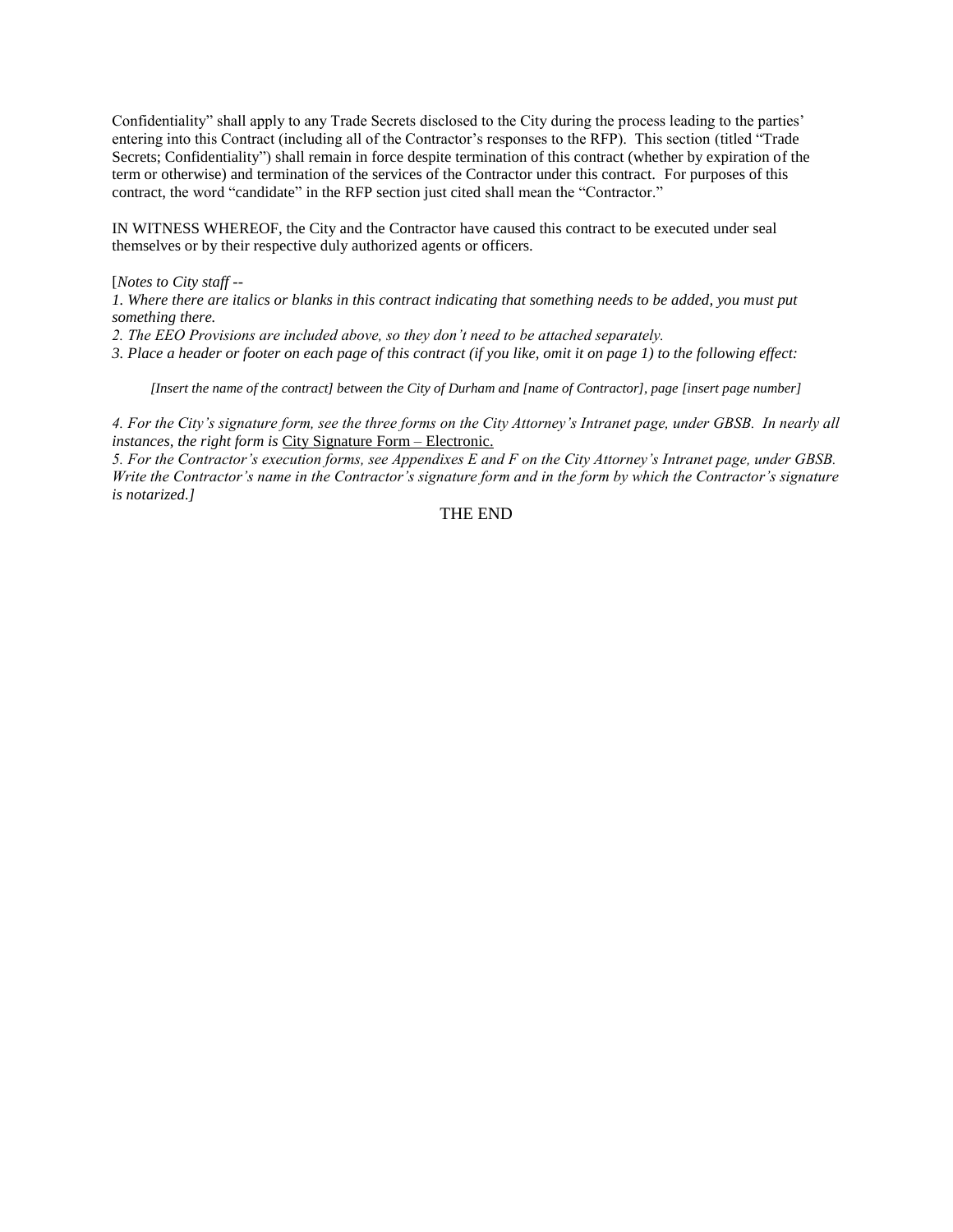Confidentiality" shall apply to any Trade Secrets disclosed to the City during the process leading to the parties' entering into this Contract (including all of the Contractor's responses to the RFP). This section (titled "Trade Secrets; Confidentiality") shall remain in force despite termination of this contract (whether by expiration of the term or otherwise) and termination of the services of the Contractor under this contract. For purposes of this contract, the word "candidate" in the RFP section just cited shall mean the "Contractor."

IN WITNESS WHEREOF, the City and the Contractor have caused this contract to be executed under seal themselves or by their respective duly authorized agents or officers.

[*Notes to City staff --*

*1. Where there are italics or blanks in this contract indicating that something needs to be added, you must put something there.*

*2. The EEO Provisions are included above, so they don't need to be attached separately.*

*3. Place a header or footer on each page of this contract (if you like, omit it on page 1) to the following effect:*

*[Insert the name of the contract] between the City of Durham and [name of Contractor], page [insert page number]*

*4. For the City's signature form, see the three forms on the City Attorney's Intranet page, under GBSB. In nearly all instances, the right form is* City Signature Form – Electronic.

*5. For the Contractor's execution forms, see Appendixes E and F on the City Attorney's Intranet page, under GBSB. Write the Contractor's name in the Contractor's signature form and in the form by which the Contractor's signature is notarized.]*

THE END